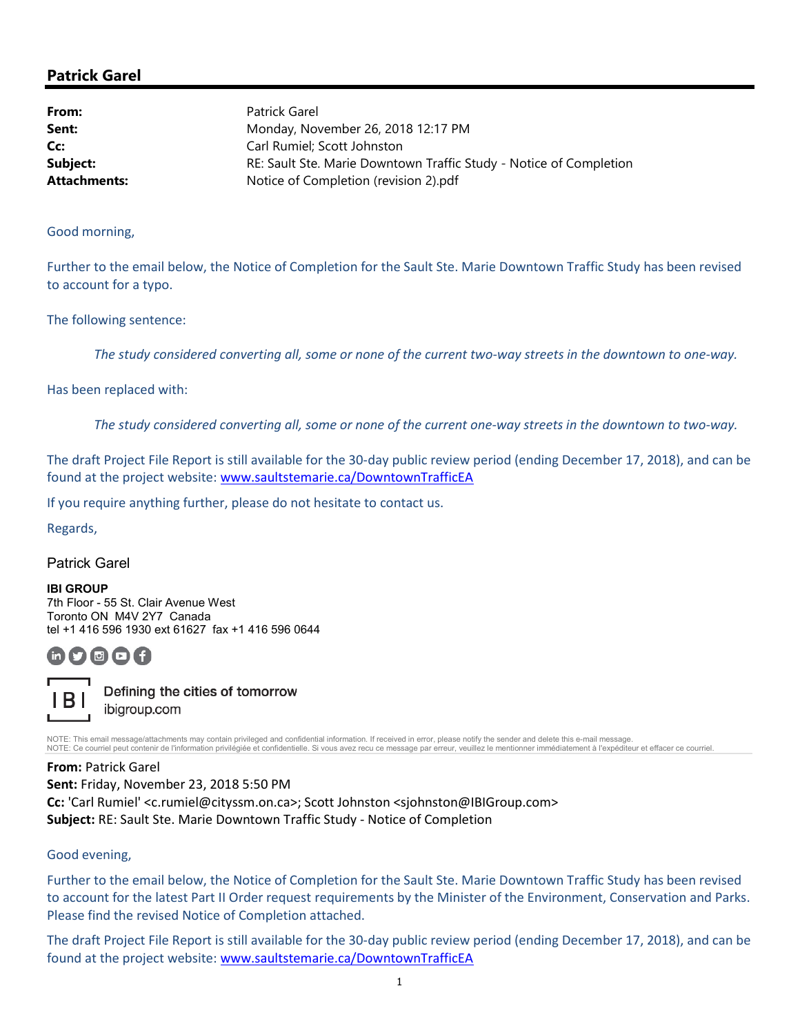# Patrick Garel

**From:** Patrick Garel
**Sent:** Monday, November 26, 2018 12:17 PM
**Cc:** Carl Rumiel; Scott Johnston
**Subject:** RE: Sault Ste. Marie Downtown Traffic Study - Notice of Completion
**Attachments:** Notice of Completion (revision 2).pdf

Good morning,

Further to the email below, the Notice of Completion for the Sault Ste. Marie Downtown Traffic Study has been revised to account for a typo.

The following sentence:

> *The study considered converting all, some or none of the current two-way streets in the downtown to one-way.*

Has been replaced with:

> *The study considered converting all, some or none of the current one-way streets in the downtown to two-way.*

The draft Project File Report is still available for the 30-day public review period (ending December 17, 2018), and can be found at the project website: www.saultstemarie.ca/DowntownTrafficEA

If you require anything further, please do not hesitate to contact us.

Regards,

Patrick Garel

**IBI GROUP**
7th Floor - 55 St. Clair Avenue West
Toronto ON M4V 2Y7 Canada
tel +1 416 596 1930 ext 61627 fax +1 416 596 0644

IBI Defining the cities of tomorrow
ibigroup.com

NOTE: This email message/attachments may contain privileged and confidential information. If received in error, please notify the sender and delete this e-mail message.
NOTE: Ce courriel peut contenir de l'information privilégiée et confidentielle. Si vous avez recu ce message par erreur, veuillez le mentionner immédiatement à l'expéditeur et effacer ce courriel.

**From:** Patrick Garel
**Sent:** Friday, November 23, 2018 5:50 PM
**Cc:** 'Carl Rumiel' <c.rumiel@cityssm.on.ca>; Scott Johnston <sjohnston@IBIGroup.com>
**Subject:** RE: Sault Ste. Marie Downtown Traffic Study - Notice of Completion

Good evening,

Further to the email below, the Notice of Completion for the Sault Ste. Marie Downtown Traffic Study has been revised to account for the latest Part II Order request requirements by the Minister of the Environment, Conservation and Parks. Please find the revised Notice of Completion attached.

The draft Project File Report is still available for the 30-day public review period (ending December 17, 2018), and can be found at the project website: www.saultstemarie.ca/DowntownTrafficEA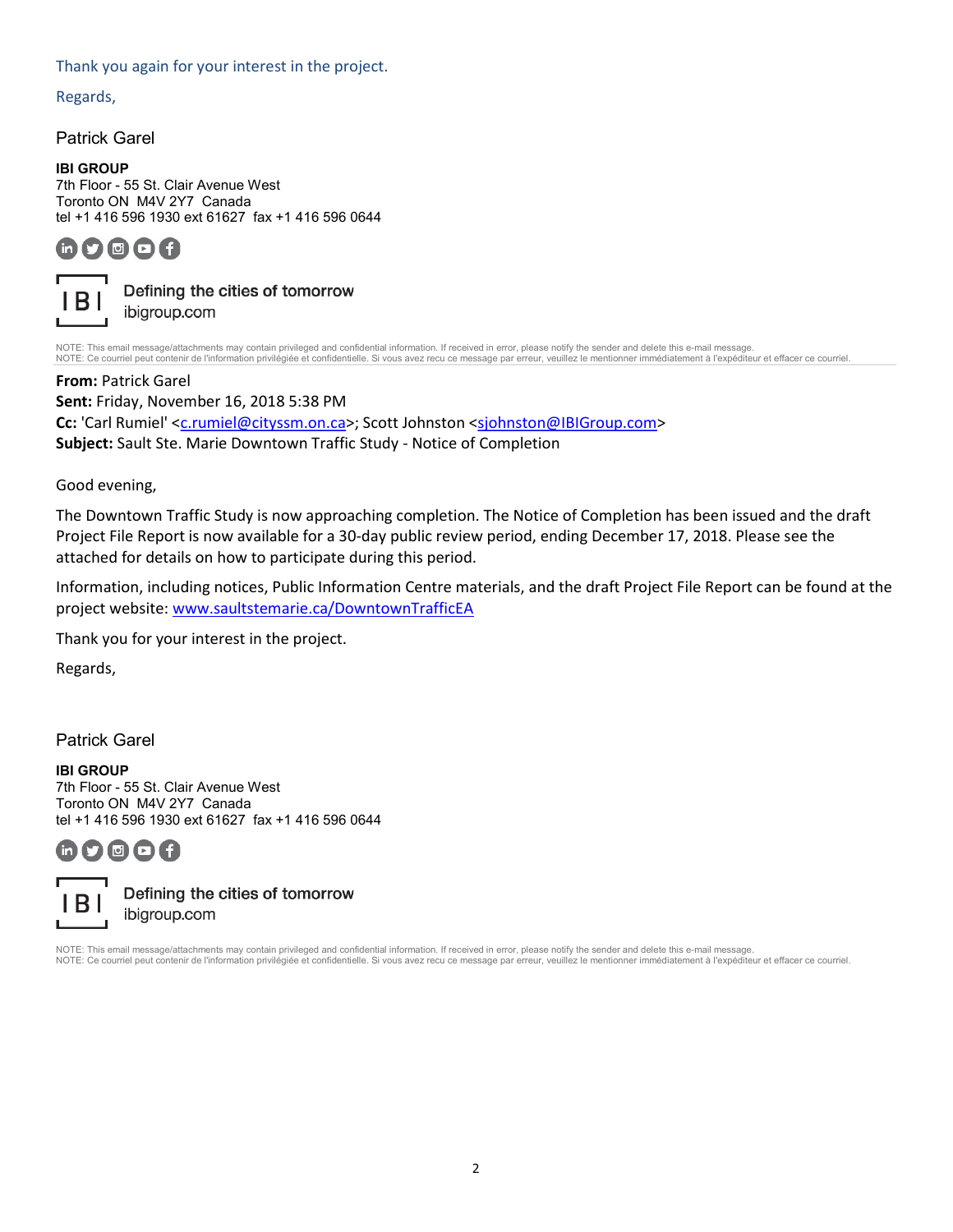Thank you again for your interest in the project.

Regards,

Patrick Garel

**IBI GROUP**
7th Floor - 55 St. Clair Avenue West
Toronto ON M4V 2Y7 Canada
tel +1 416 596 1930 ext 61627 fax +1 416 596 0644

IBI Defining the cities of tomorrow
ibigroup.com

NOTE: This email message/attachments may contain privileged and confidential information. If received in error, please notify the sender and delete this e-mail message.
NOTE: Ce courriel peut contenir de l'information privilégiée et confidentielle. Si vous avez recu ce message par erreur, veuillez le mentionner immédiatement à l'expéditeur et effacer ce courriel.

**From:** Patrick Garel
**Sent:** Friday, November 16, 2018 5:38 PM
**Cc:** 'Carl Rumiel' <c.rumiel@cityssm.on.ca>; Scott Johnston <sjohnston@IBIGroup.com>
**Subject:** Sault Ste. Marie Downtown Traffic Study - Notice of Completion

Good evening,

The Downtown Traffic Study is now approaching completion. The Notice of Completion has been issued and the draft Project File Report is now available for a 30-day public review period, ending December 17, 2018. Please see the attached for details on how to participate during this period.

Information, including notices, Public Information Centre materials, and the draft Project File Report can be found at the project website: www.saultstemarie.ca/DowntownTrafficEA

Thank you for your interest in the project.

Regards,

Patrick Garel

**IBI GROUP**
7th Floor - 55 St. Clair Avenue West
Toronto ON M4V 2Y7 Canada
tel +1 416 596 1930 ext 61627 fax +1 416 596 0644

IBI Defining the cities of tomorrow
ibigroup.com

NOTE: This email message/attachments may contain privileged and confidential information. If received in error, please notify the sender and delete this e-mail message.
NOTE: Ce courriel peut contenir de l'information privilégiée et confidentielle. Si vous avez recu ce message par erreur, veuillez le mentionner immédiatement à l'expéditeur et effacer ce courriel.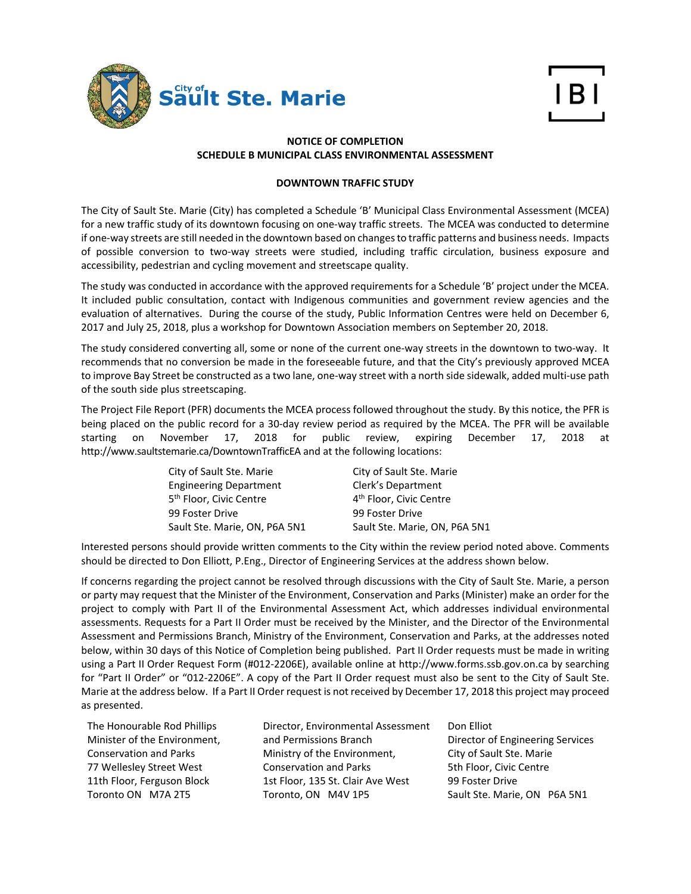**NOTICE OF COMPLETION**
**SCHEDULE B MUNICIPAL CLASS ENVIRONMENTAL ASSESSMENT**

**DOWNTOWN TRAFFIC STUDY**

The City of Sault Ste. Marie (City) has completed a Schedule 'B' Municipal Class Environmental Assessment (MCEA) for a new traffic study of its downtown focusing on one-way traffic streets. The MCEA was conducted to determine if one-way streets are still needed in the downtown based on changes to traffic patterns and business needs. Impacts of possible conversion to two-way streets were studied, including traffic circulation, business exposure and accessibility, pedestrian and cycling movement and streetscape quality.

The study was conducted in accordance with the approved requirements for a Schedule 'B' project under the MCEA. It included public consultation, contact with Indigenous communities and government review agencies and the evaluation of alternatives. During the course of the study, Public Information Centres were held on December 6, 2017 and July 25, 2018, plus a workshop for Downtown Association members on September 20, 2018.

The study considered converting all, some or none of the current one-way streets in the downtown to two-way. It recommends that no conversion be made in the foreseeable future, and that the City's previously approved MCEA to improve Bay Street be constructed as a two lane, one-way street with a north side sidewalk, added multi-use path of the south side plus streetscaping.

The Project File Report (PFR) documents the MCEA process followed throughout the study. By this notice, the PFR is being placed on the public record for a 30-day review period as required by the MCEA. The PFR will be available starting on November 17, 2018 for public review, expiring December 17, 2018 at http://www.saultstemarie.ca/DowntownTrafficEA and at the following locations:

City of Sault Ste. Marie
Engineering Department
5th Floor, Civic Centre
99 Foster Drive
Sault Ste. Marie, ON, P6A 5N1

City of Sault Ste. Marie
Clerk's Department
4th Floor, Civic Centre
99 Foster Drive
Sault Ste. Marie, ON, P6A 5N1

Interested persons should provide written comments to the City within the review period noted above. Comments should be directed to Don Elliott, P.Eng., Director of Engineering Services at the address shown below.

If concerns regarding the project cannot be resolved through discussions with the City of Sault Ste. Marie, a person or party may request that the Minister of the Environment, Conservation and Parks (Minister) make an order for the project to comply with Part II of the Environmental Assessment Act, which addresses individual environmental assessments. Requests for a Part II Order must be received by the Minister, and the Director of the Environmental Assessment and Permissions Branch, Ministry of the Environment, Conservation and Parks, at the addresses noted below, within 30 days of this Notice of Completion being published. Part II Order requests must be made in writing using a Part II Order Request Form (#012-2206E), available online at http://www.forms.ssb.gov.on.ca by searching for "Part II Order" or "012-2206E". A copy of the Part II Order request must also be sent to the City of Sault Ste. Marie at the address below. If a Part II Order request is not received by December 17, 2018 this project may proceed as presented.

The Honourable Rod Phillips
Minister of the Environment,
Conservation and Parks
77 Wellesley Street West
11th Floor, Ferguson Block
Toronto ON M7A 2T5

Director, Environmental Assessment
and Permissions Branch
Ministry of the Environment,
Conservation and Parks
1st Floor, 135 St. Clair Ave West
Toronto, ON M4V 1P5

Don Elliot
Director of Engineering Services
City of Sault Ste. Marie
5th Floor, Civic Centre
99 Foster Drive
Sault Ste. Marie, ON P6A 5N1